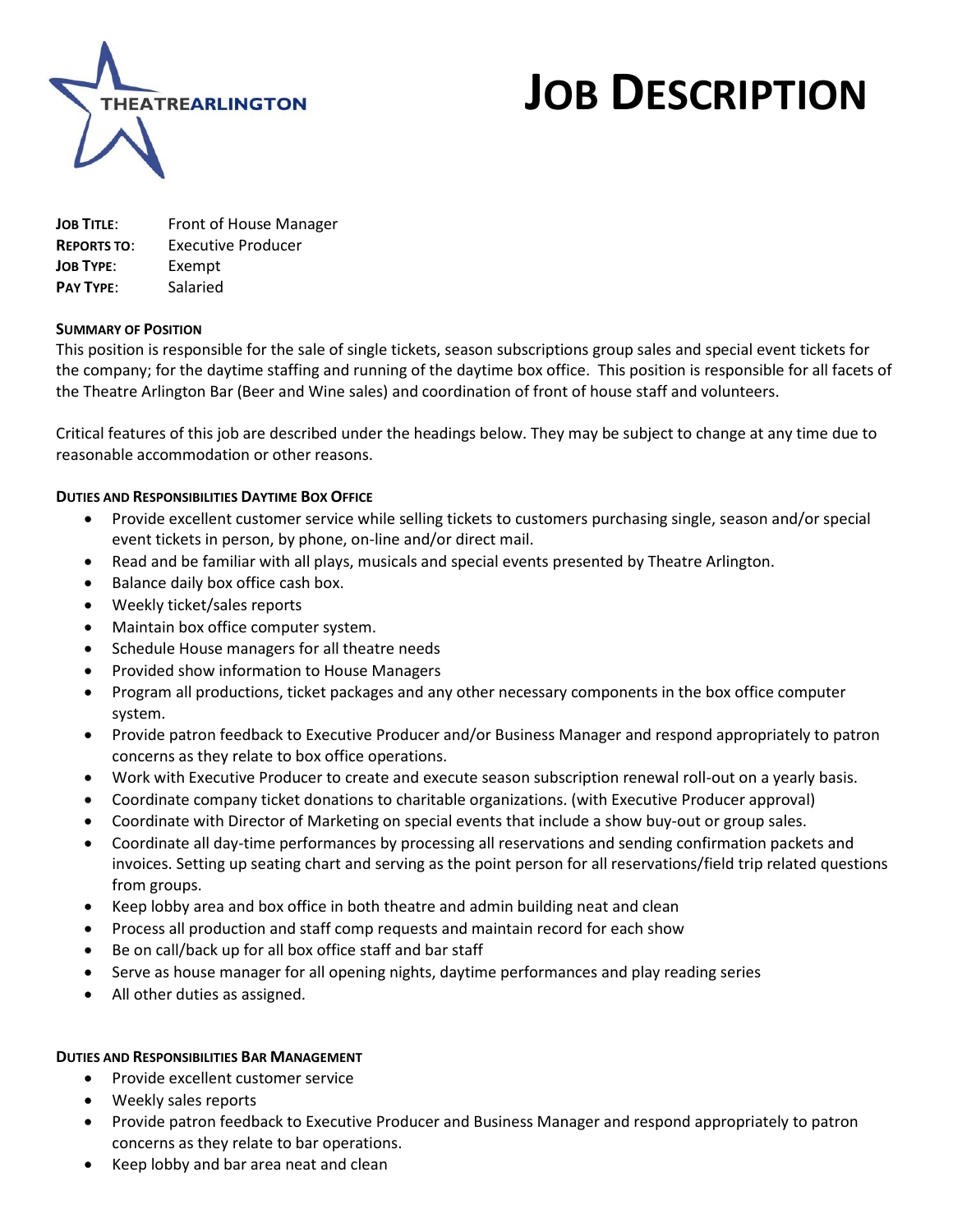THEATREARLINGTON

# JOB DESCRIPTION

**JOB TITLE**: Front of House Manager
**REPORTS TO**: Executive Producer
**JOB TYPE**: Exempt
**PAY TYPE**: Salaried

**SUMMARY OF POSITION**

This position is responsible for the sale of single tickets, season subscriptions group sales and special event tickets for the company; for the daytime staffing and running of the daytime box office. This position is responsible for all facets of the Theatre Arlington Bar (Beer and Wine sales) and coordination of front of house staff and volunteers.

Critical features of this job are described under the headings below. They may be subject to change at any time due to reasonable accommodation or other reasons.

**DUTIES AND RESPONSIBILITIES DAYTIME BOX OFFICE**

- Provide excellent customer service while selling tickets to customers purchasing single, season and/or special event tickets in person, by phone, on-line and/or direct mail.
- Read and be familiar with all plays, musicals and special events presented by Theatre Arlington.
- Balance daily box office cash box.
- Weekly ticket/sales reports
- Maintain box office computer system.
- Schedule House managers for all theatre needs
- Provided show information to House Managers
- Program all productions, ticket packages and any other necessary components in the box office computer system.
- Provide patron feedback to Executive Producer and/or Business Manager and respond appropriately to patron concerns as they relate to box office operations.
- Work with Executive Producer to create and execute season subscription renewal roll-out on a yearly basis.
- Coordinate company ticket donations to charitable organizations. (with Executive Producer approval)
- Coordinate with Director of Marketing on special events that include a show buy-out or group sales.
- Coordinate all day-time performances by processing all reservations and sending confirmation packets and invoices. Setting up seating chart and serving as the point person for all reservations/field trip related questions from groups.
- Keep lobby area and box office in both theatre and admin building neat and clean
- Process all production and staff comp requests and maintain record for each show
- Be on call/back up for all box office staff and bar staff
- Serve as house manager for all opening nights, daytime performances and play reading series
- All other duties as assigned.

**DUTIES AND RESPONSIBILITIES BAR MANAGEMENT**

- Provide excellent customer service
- Weekly sales reports
- Provide patron feedback to Executive Producer and Business Manager and respond appropriately to patron concerns as they relate to bar operations.
- Keep lobby and bar area neat and clean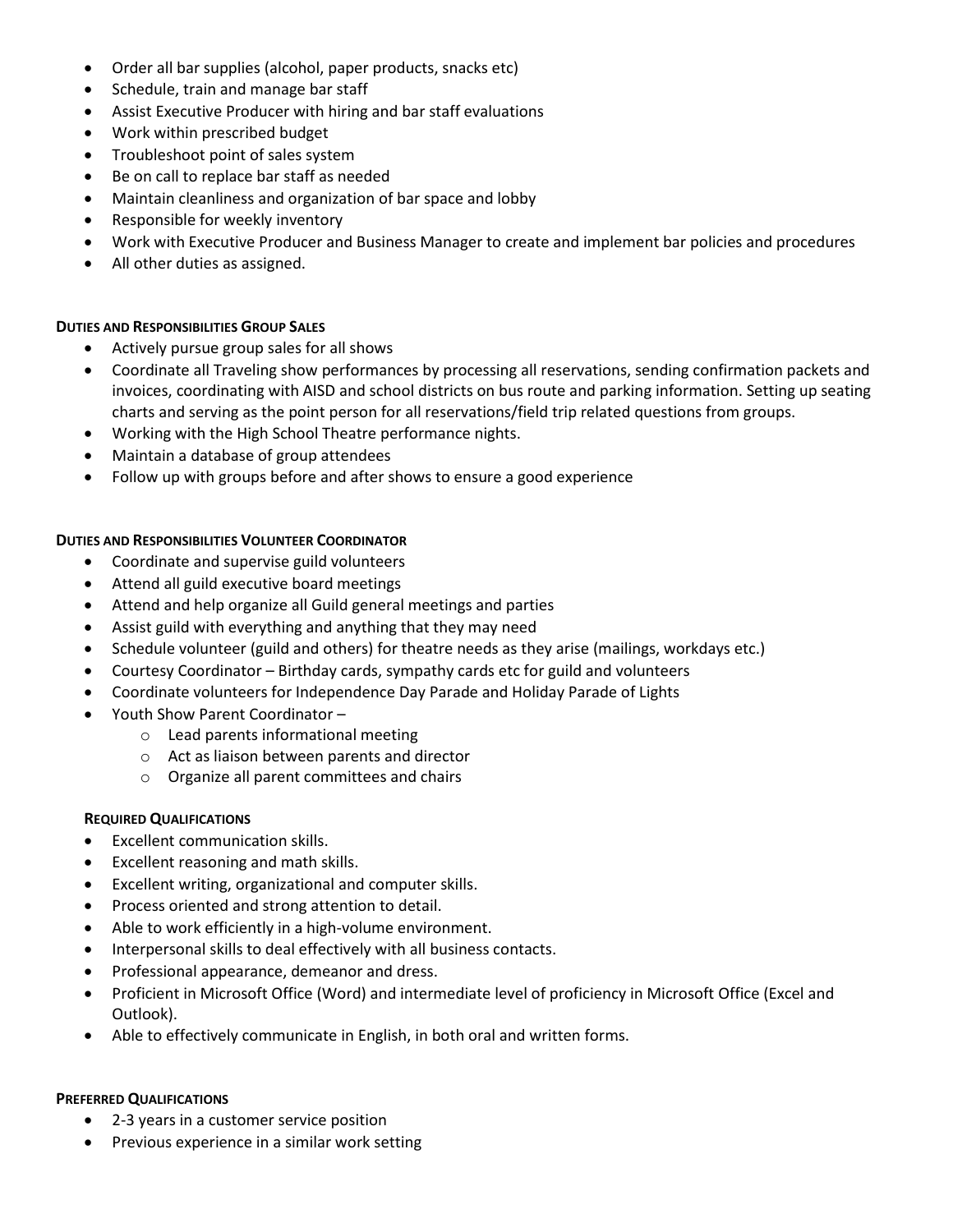- Order all bar supplies (alcohol, paper products, snacks etc)
- Schedule, train and manage bar staff
- Assist Executive Producer with hiring and bar staff evaluations
- Work within prescribed budget
- Troubleshoot point of sales system
- Be on call to replace bar staff as needed
- Maintain cleanliness and organization of bar space and lobby
- Responsible for weekly inventory
- Work with Executive Producer and Business Manager to create and implement bar policies and procedures
- All other duties as assigned.

**DUTIES AND RESPONSIBILITIES GROUP SALES**

- Actively pursue group sales for all shows
- Coordinate all Traveling show performances by processing all reservations, sending confirmation packets and invoices, coordinating with AISD and school districts on bus route and parking information. Setting up seating charts and serving as the point person for all reservations/field trip related questions from groups.
- Working with the High School Theatre performance nights.
- Maintain a database of group attendees
- Follow up with groups before and after shows to ensure a good experience

**DUTIES AND RESPONSIBILITIES VOLUNTEER COORDINATOR**

- Coordinate and supervise guild volunteers
- Attend all guild executive board meetings
- Attend and help organize all Guild general meetings and parties
- Assist guild with everything and anything that they may need
- Schedule volunteer (guild and others) for theatre needs as they arise (mailings, workdays etc.)
- Courtesy Coordinator – Birthday cards, sympathy cards etc for guild and volunteers
- Coordinate volunteers for Independence Day Parade and Holiday Parade of Lights
- Youth Show Parent Coordinator –
    - Lead parents informational meeting
    - Act as liaison between parents and director
    - Organize all parent committees and chairs

**REQUIRED QUALIFICATIONS**

- Excellent communication skills.
- Excellent reasoning and math skills.
- Excellent writing, organizational and computer skills.
- Process oriented and strong attention to detail.
- Able to work efficiently in a high-volume environment.
- Interpersonal skills to deal effectively with all business contacts.
- Professional appearance, demeanor and dress.
- Proficient in Microsoft Office (Word) and intermediate level of proficiency in Microsoft Office (Excel and Outlook).
- Able to effectively communicate in English, in both oral and written forms.

**PREFERRED QUALIFICATIONS**

- 2-3 years in a customer service position
- Previous experience in a similar work setting